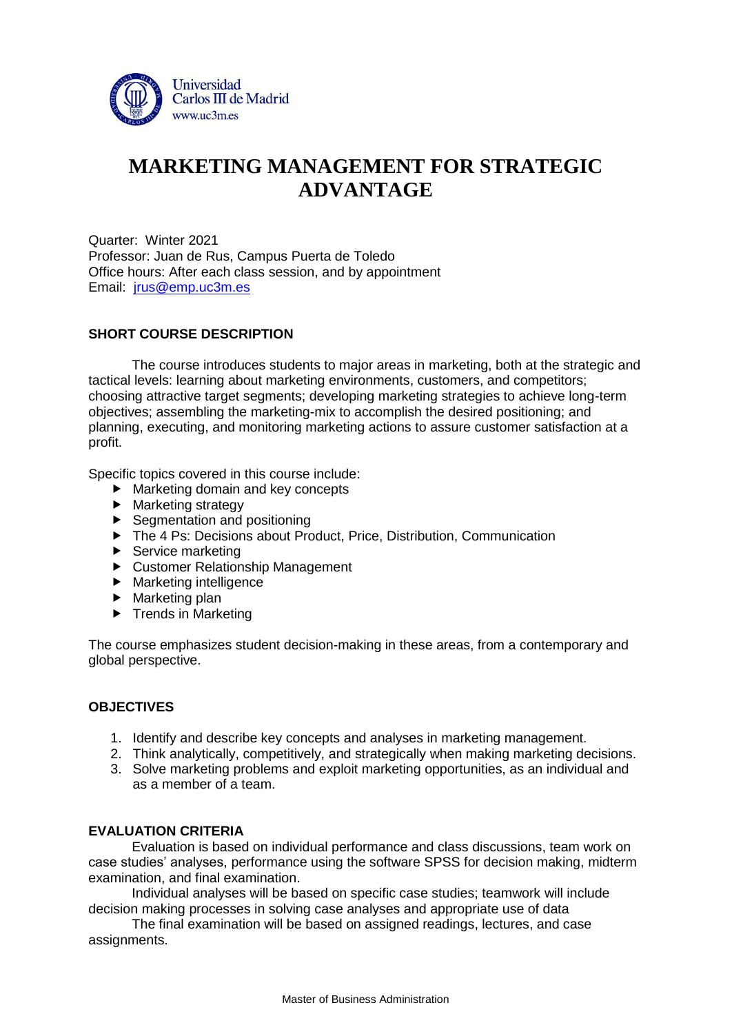Universidad Carlos III de Madrid
www.uc3m.es

# MARKETING MANAGEMENT FOR STRATEGIC ADVANTAGE

Quarter: Winter 2021
Professor: Juan de Rus, Campus Puerta de Toledo
Office hours: After each class session, and by appointment
Email: jrus@emp.uc3m.es

## SHORT COURSE DESCRIPTION

The course introduces students to major areas in marketing, both at the strategic and tactical levels: learning about marketing environments, customers, and competitors; choosing attractive target segments; developing marketing strategies to achieve long-term objectives; assembling the marketing-mix to accomplish the desired positioning; and planning, executing, and monitoring marketing actions to assure customer satisfaction at a profit.

Specific topics covered in this course include:

- Marketing domain and key concepts
- Marketing strategy
- Segmentation and positioning
- The 4 Ps: Decisions about Product, Price, Distribution, Communication
- Service marketing
- Customer Relationship Management
- Marketing intelligence
- Marketing plan
- Trends in Marketing

The course emphasizes student decision-making in these areas, from a contemporary and global perspective.

## OBJECTIVES

1. Identify and describe key concepts and analyses in marketing management.
2. Think analytically, competitively, and strategically when making marketing decisions.
3. Solve marketing problems and exploit marketing opportunities, as an individual and as a member of a team.

## EVALUATION CRITERIA

Evaluation is based on individual performance and class discussions, team work on case studies' analyses, performance using the software SPSS for decision making, midterm examination, and final examination.

Individual analyses will be based on specific case studies; teamwork will include decision making processes in solving case analyses and appropriate use of data

The final examination will be based on assigned readings, lectures, and case assignments.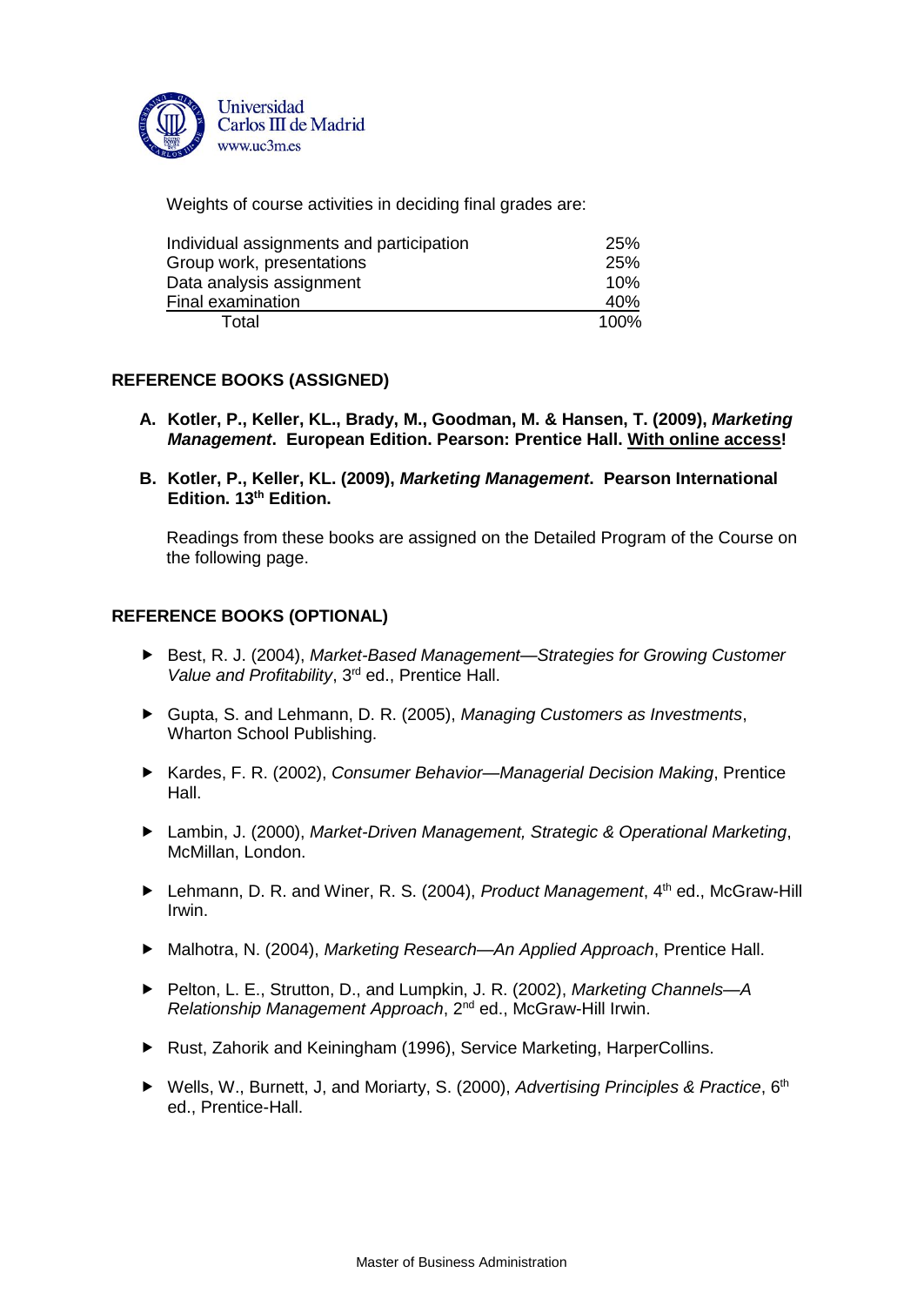Weights of course activities in deciding final grades are:

| Activity | Weight |
|---|---|
| Individual assignments and participation | 25% |
| Group work, presentations | 25% |
| Data analysis assignment | 10% |
| Final examination | 40% |
| Total | 100% |

## REFERENCE BOOKS (ASSIGNED)

A. **Kotler, P., Keller, KL., Brady, M., Goodman, M. & Hansen, T. (2009), *Marketing Management*. European Edition. Pearson: Prentice Hall. With online access!**

B. **Kotler, P., Keller, KL. (2009), *Marketing Management*. Pearson International Edition. 13th Edition.**

Readings from these books are assigned on the Detailed Program of the Course on the following page.

## REFERENCE BOOKS (OPTIONAL)

- Best, R. J. (2004), *Market-Based Management—Strategies for Growing Customer Value and Profitability*, 3rd ed., Prentice Hall.
- Gupta, S. and Lehmann, D. R. (2005), *Managing Customers as Investments*, Wharton School Publishing.
- Kardes, F. R. (2002), *Consumer Behavior—Managerial Decision Making*, Prentice Hall.
- Lambin, J. (2000), *Market-Driven Management, Strategic & Operational Marketing*, McMillan, London.
- Lehmann, D. R. and Winer, R. S. (2004), *Product Management*, 4th ed., McGraw-Hill Irwin.
- Malhotra, N. (2004), *Marketing Research—An Applied Approach*, Prentice Hall.
- Pelton, L. E., Strutton, D., and Lumpkin, J. R. (2002), *Marketing Channels—A Relationship Management Approach*, 2nd ed., McGraw-Hill Irwin.
- Rust, Zahorik and Keiningham (1996), Service Marketing, HarperCollins.
- Wells, W., Burnett, J, and Moriarty, S. (2000), *Advertising Principles & Practice*, 6th ed., Prentice-Hall.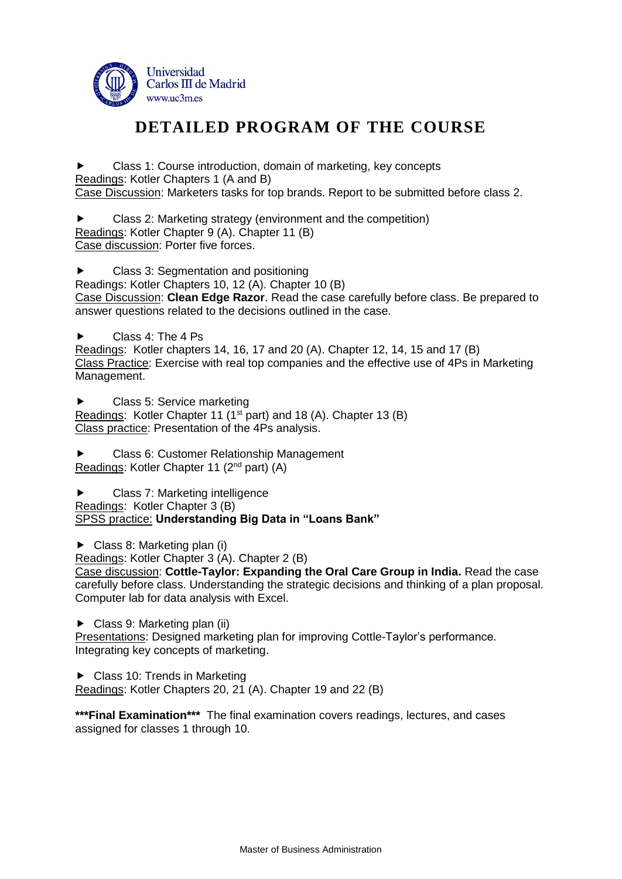Universidad Carlos III de Madrid
www.uc3m.es

# DETAILED PROGRAM OF THE COURSE

- Class 1: Course introduction, domain of marketing, key concepts

Readings: Kotler Chapters 1 (A and B)
Case Discussion: Marketers tasks for top brands. Report to be submitted before class 2.

- Class 2: Marketing strategy (environment and the competition)

Readings: Kotler Chapter 9 (A). Chapter 11 (B)
Case discussion: Porter five forces.

- Class 3: Segmentation and positioning

Readings: Kotler Chapters 10, 12 (A). Chapter 10 (B)
Case Discussion: **Clean Edge Razor**. Read the case carefully before class. Be prepared to answer questions related to the decisions outlined in the case.

- Class 4: The 4 Ps

Readings: Kotler chapters 14, 16, 17 and 20 (A). Chapter 12, 14, 15 and 17 (B)
Class Practice: Exercise with real top companies and the effective use of 4Ps in Marketing Management.

- Class 5: Service marketing

Readings: Kotler Chapter 11 (1st part) and 18 (A). Chapter 13 (B)
Class practice: Presentation of the 4Ps analysis.

- Class 6: Customer Relationship Management

Readings: Kotler Chapter 11 (2nd part) (A)

- Class 7: Marketing intelligence

Readings: Kotler Chapter 3 (B)
SPSS practice: **Understanding Big Data in "Loans Bank"**

- Class 8: Marketing plan (i)

Readings: Kotler Chapter 3 (A). Chapter 2 (B)
Case discussion: **Cottle-Taylor: Expanding the Oral Care Group in India.** Read the case carefully before class. Understanding the strategic decisions and thinking of a plan proposal. Computer lab for data analysis with Excel.

- Class 9: Marketing plan (ii)

Presentations: Designed marketing plan for improving Cottle-Taylor's performance. Integrating key concepts of marketing.

- Class 10: Trends in Marketing

Readings: Kotler Chapters 20, 21 (A). Chapter 19 and 22 (B)

**\*\*\*Final Examination\*\*\*** The final examination covers readings, lectures, and cases assigned for classes 1 through 10.